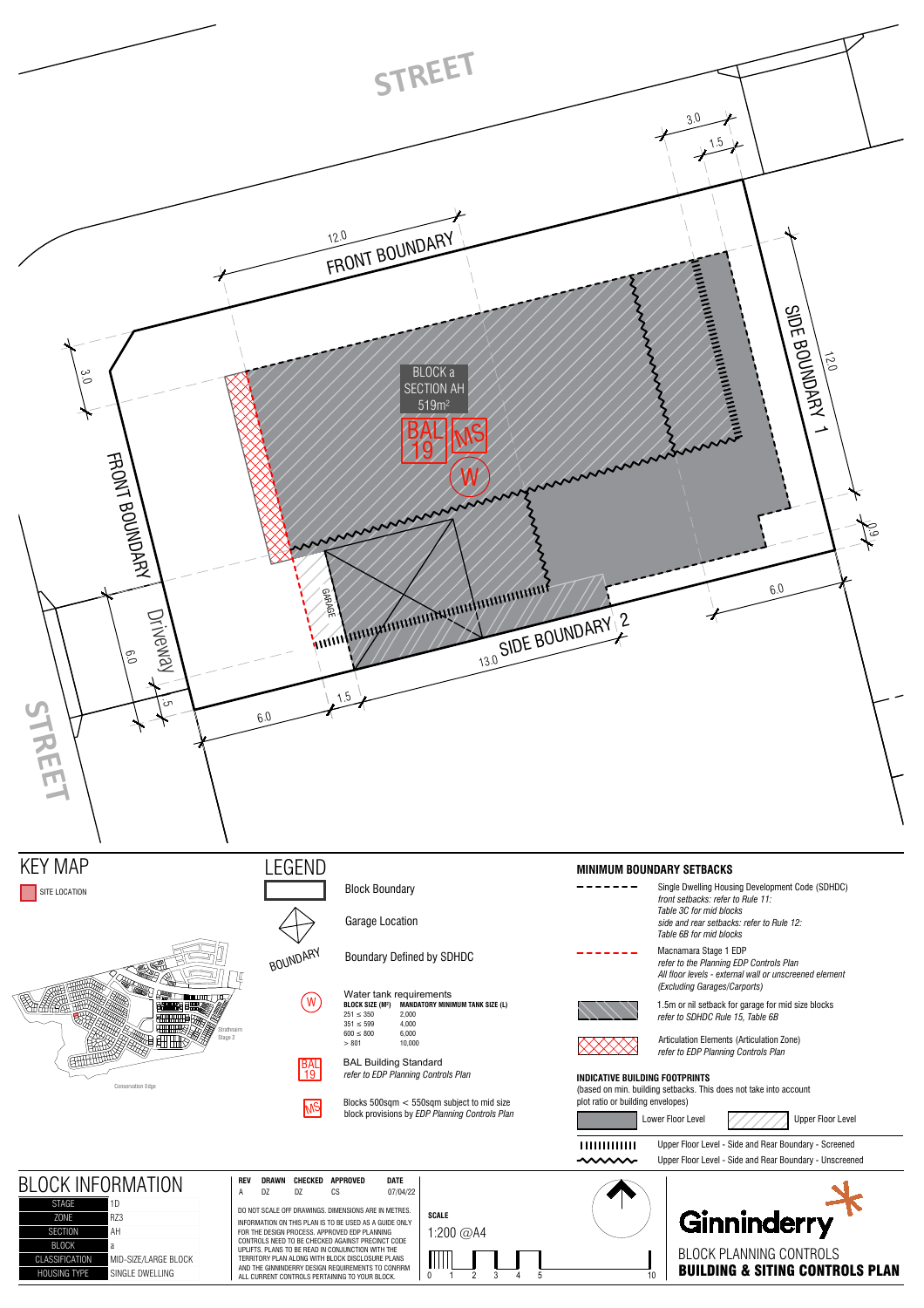STREET

3.0

1.5

12.0

FRONT BOUNDARY

SIDE BOUNDARY 1

12.0

0.9

BLOCK a
SECTION AH
519m²

BAL 19

MS

W

3.0

FRONT BOUNDARY

GARAGE

Driveway

6.0

1.5

6.0

1.5

13.0 SIDE BOUNDARY 2

6.0

STREET

## KEY MAP

SITE LOCATION

Strathnairn Stage 2

Conservation Edge

## LEGEND

Block Boundary

Garage Location

BOUNDARY — Boundary Defined by SDHDC

W — Water tank requirements

| BLOCK SIZE (M²) | MANDATORY MINIMUM TANK SIZE (L) |
| --- | --- |
| 251 ≤ 350 | 2,000 |
| 351 ≤ 599 | 4,000 |
| 600 ≤ 800 | 6,000 |
| > 801 | 10,000 |

BAL 19 — BAL Building Standard *refer to EDP Planning Controls Plan*

MS — Blocks 500sqm < 550sqm subject to mid size block provisions by *EDP Planning Controls Plan*

## MINIMUM BOUNDARY SETBACKS

Single Dwelling Housing Development Code (SDHDC) *front setbacks: refer to Rule 11: Table 3C for mid blocks side and rear setbacks: refer to Rule 12: Table 6B for mid blocks*

Macnamara Stage 1 EDP *refer to the Planning EDP Controls Plan All floor levels - external wall or unscreened element (Excluding Garages/Carports)*

1.5m or nil setback for garage for mid size blocks *refer to SDHDC Rule 15, Table 6B*

Articulation Elements (Articulation Zone) *refer to EDP Planning Controls Plan*

**INDICATIVE BUILDING FOOTPRINTS**
(based on min. building setbacks. This does not take into account plot ratio or building envelopes)

Lower Floor Level — Upper Floor Level

Upper Floor Level - Side and Rear Boundary - Screened

Upper Floor Level - Side and Rear Boundary - Unscreened

## BLOCK INFORMATION

| | |
| --- | --- |
| STAGE | 1D |
| ZONE | RZ3 |
| SECTION | AH |
| BLOCK | a |
| CLASSIFICATION | MID-SIZE/LARGE BLOCK |
| HOUSING TYPE | SINGLE DWELLING |

| REV | DRAWN | CHECKED | APPROVED | DATE |
| --- | --- | --- | --- | --- |
| A | DZ | DZ | CS | 07/04/22 |

DO NOT SCALE OFF DRAWINGS. DIMENSIONS ARE IN METRES.
INFORMATION ON THIS PLAN IS TO BE USED AS A GUIDE ONLY FOR THE DESIGN PROCESS. APPROVED EDP PLANNING CONTROLS NEED TO BE CHECKED AGAINST PRECINCT CODE UPLIFTS. PLANS TO BE READ IN CONJUNCTION WITH THE TERRITORY PLAN ALONG WITH BLOCK DISCLOSURE PLANS AND THE GINNINDERRY DESIGN REQUIREMENTS TO CONFIRM ALL CURRENT CONTROLS PERTAINING TO YOUR BLOCK.

**SCALE**
1:200 @A4

0 1 2 3 4 5 10

Ginninderry

BLOCK PLANNING CONTROLS
**BUILDING & SITING CONTROLS PLAN**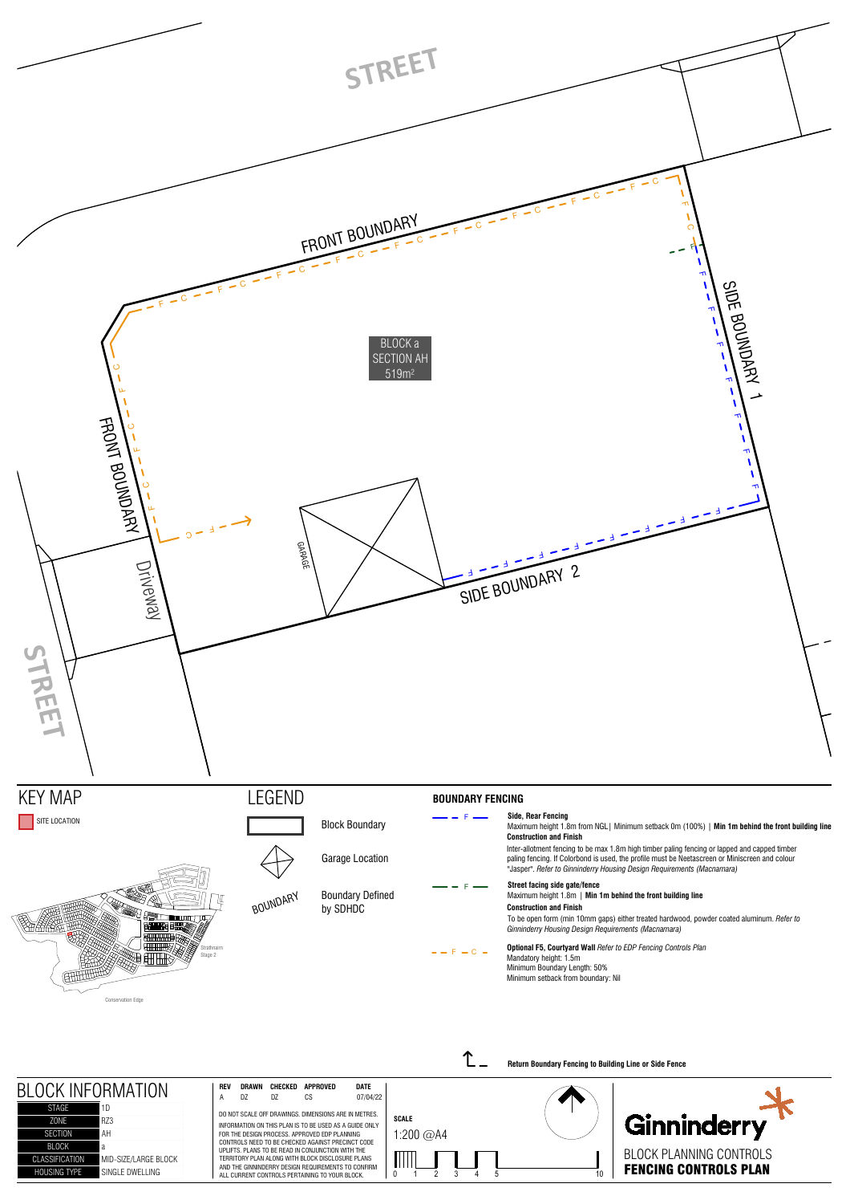STREET

FRONT BOUNDARY

SIDE BOUNDARY 1

BLOCK a
SECTION AH
519m²

FRONT BOUNDARY

GARAGE

SIDE BOUNDARY 2

Driveway

STREET

## KEY MAP

SITE LOCATION

Strathnairn Stage 2

Conservation Edge

## LEGEND

Block Boundary

Garage Location

BOUNDARY — Boundary Defined by SDHDC

## BOUNDARY FENCING

**Side, Rear Fencing**
Maximum height 1.8m from NGL | Minimum setback 0m (100%) | **Min 1m behind the front building line**
**Construction and Finish**
Inter-allotment fencing to be max 1.8m high timber paling fencing or lapped and capped timber paling fencing. If Colorbond is used, the profile must be Neetascreen or Miniscreen and colour "Jasper". *Refer to Ginninderry Housing Design Requirements (Macnamara)*

**Street facing side gate/fence**
Maximum height 1.8m | **Min 1m behind the front building line**
**Construction and Finish**
To be open form (min 10mm gaps) either treated hardwood, powder coated aluminum. *Refer to Ginninderry Housing Design Requirements (Macnamara)*

**Optional F5, Courtyard Wall** *Refer to EDP Fencing Controls Plan*
Mandatory height: 1.5m
Minimum Boundary Length: 50%
Minimum setback from boundary: Nil

**Return Boundary Fencing to Building Line or Side Fence**

## BLOCK INFORMATION

| | |
|---|---|
| STAGE | 1D |
| ZONE | RZ3 |
| SECTION | AH |
| BLOCK | a |
| CLASSIFICATION | MID-SIZE/LARGE BLOCK |
| HOUSING TYPE | SINGLE DWELLING |

| REV | DRAWN | CHECKED | APPROVED | DATE |
|---|---|---|---|---|
| A | DZ | DZ | CS | 07/04/22 |

DO NOT SCALE OFF DRAWINGS. DIMENSIONS ARE IN METRES.

INFORMATION ON THIS PLAN IS TO BE USED AS A GUIDE ONLY FOR THE DESIGN PROCESS. APPROVED EDP PLANNING CONTROLS NEED TO BE CHECKED AGAINST PRECINCT CODE UPLIFTS. PLANS TO BE READ IN CONJUNCTION WITH THE TERRITORY PLAN ALONG WITH BLOCK DISCLOSURE PLANS AND THE GINNINDERRY DESIGN REQUIREMENTS TO CONFIRM ALL CURRENT CONTROLS PERTAINING TO YOUR BLOCK.

**SCALE**
1:200 @A4

0 1 2 3 4 5 10

Ginninderry

BLOCK PLANNING CONTROLS
**FENCING CONTROLS PLAN**